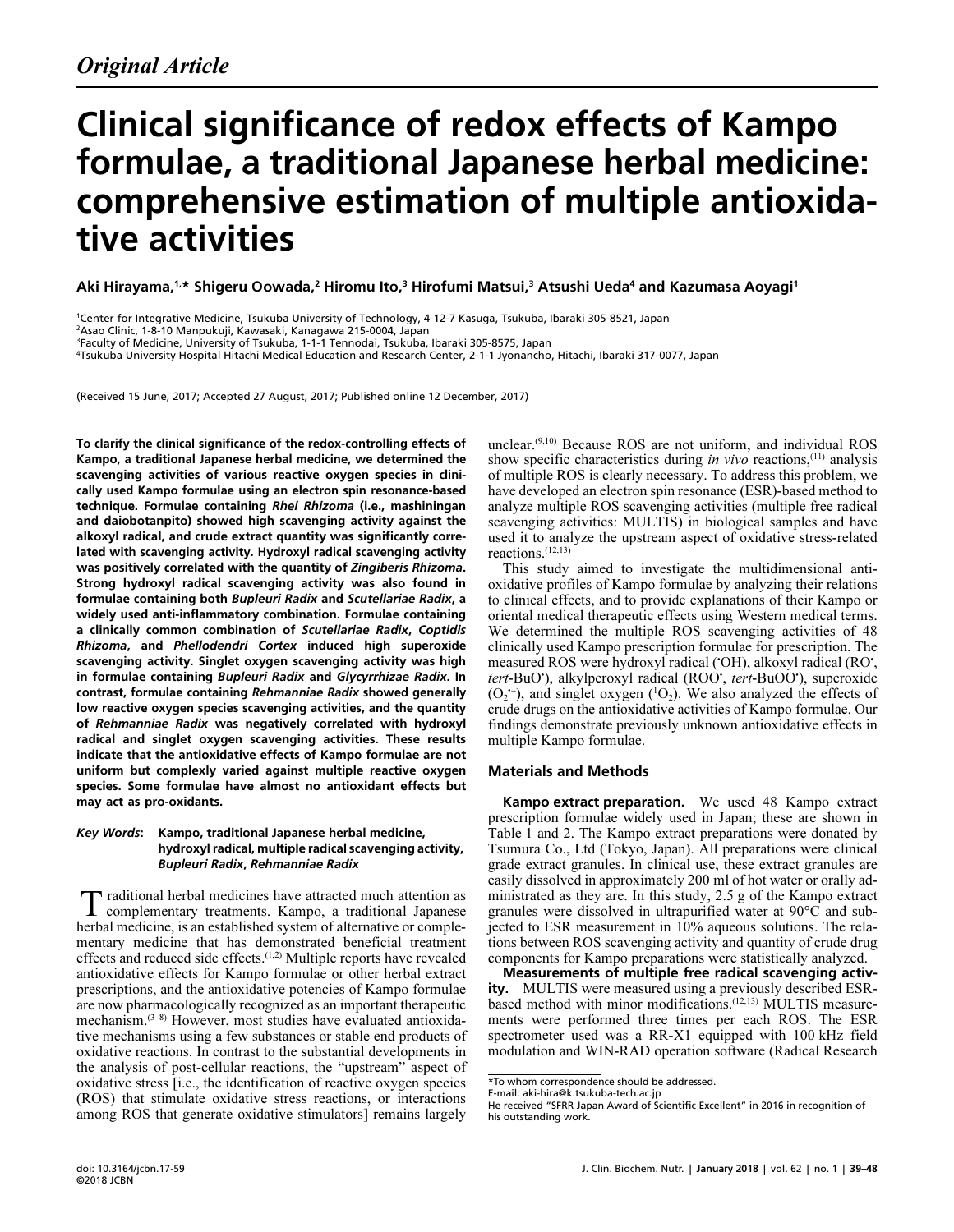*Original Article*

# Clinical significance of redox effects of Kampo formulae, a traditional Japanese herbal medicine: comprehensive estimation of multiple antioxidative activities

**Aki Hirayama,[1,*] Shigeru Oowada,[2] Hiromu Ito,[3] Hirofumi Matsui,[3] Atsushi Ueda[4] and Kazumasa Aoyagi[1]**

[1]Center for Integrative Medicine, Tsukuba University of Technology, 4-12-7 Kasuga, Tsukuba, Ibaraki 305-8521, Japan
[2]Asao Clinic, 1-8-10 Manpukuji, Kawasaki, Kanagawa 215-0004, Japan
[3]Faculty of Medicine, University of Tsukuba, 1-1-1 Tennodai, Tsukuba, Ibaraki 305-8575, Japan
[4]Tsukuba University Hospital Hitachi Medical Education and Research Center, 2-1-1 Jyonancho, Hitachi, Ibaraki 317-0077, Japan

(Received 15 June, 2017; Accepted 27 August, 2017; Published online 12 December, 2017)

**To clarify the clinical significance of the redox-controlling effects of Kampo, a traditional Japanese herbal medicine, we determined the scavenging activities of various reactive oxygen species in clinically used Kampo formulae using an electron spin resonance-based technique. Formulae containing *Rhei Rhizoma* (i.e., mashiningan and daiobotanpito) showed high scavenging activity against the alkoxyl radical, and crude extract quantity was significantly correlated with scavenging activity. Hydroxyl radical scavenging activity was positively correlated with the quantity of *Zingiberis Rhizoma*. Strong hydroxyl radical scavenging activity was also found in formulae containing both *Bupleuri Radix* and *Scutellariae Radix*, a widely used anti-inflammatory combination. Formulae containing a clinically common combination of *Scutellariae Radix*, *Coptidis Rhizoma*, and *Phellodendri Cortex* induced high superoxide scavenging activity. Singlet oxygen scavenging activity was high in formulae containing *Bupleuri Radix* and *Glycyrrhizae Radix*. In contrast, formulae containing *Rehmanniae Radix* showed generally low reactive oxygen species scavenging activities, and the quantity of *Rehmanniae Radix* was negatively correlated with hydroxyl radical and singlet oxygen scavenging activities. These results indicate that the antioxidative effects of Kampo formulae are not uniform but complexly varied against multiple reactive oxygen species. Some formulae have almost no antioxidant effects but may act as pro-oxidants.**

***Key Words*: Kampo, traditional Japanese herbal medicine, hydroxyl radical, multiple radical scavenging activity, *Bupleuri Radix*, *Rehmanniae Radix***

Traditional herbal medicines have attracted much attention as complementary treatments. Kampo, a traditional Japanese herbal medicine, is an established system of alternative or complementary medicine that has demonstrated beneficial treatment effects and reduced side effects.[1,2] Multiple reports have revealed antioxidative effects for Kampo formulae or other herbal extract prescriptions, and the antioxidative potencies of Kampo formulae are now pharmacologically recognized as an important therapeutic mechanism.[3–8] However, most studies have evaluated antioxidative mechanisms using a few substances or stable end products of oxidative reactions. In contrast to the substantial developments in the analysis of post-cellular reactions, the "upstream" aspect of oxidative stress [i.e., the identification of reactive oxygen species (ROS) that stimulate oxidative stress reactions, or interactions among ROS that generate oxidative stimulators] remains largely unclear.[9,10] Because ROS are not uniform, and individual ROS show specific characteristics during *in vivo* reactions,[11] analysis of multiple ROS is clearly necessary. To address this problem, we have developed an electron spin resonance (ESR)-based method to analyze multiple ROS scavenging activities (multiple free radical scavenging activities: MULTIS) in biological samples and have used it to analyze the upstream aspect of oxidative stress-related reactions.[12,13]

This study aimed to investigate the multidimensional antioxidative profiles of Kampo formulae by analyzing their relations to clinical effects, and to provide explanations of their Kampo or oriental medical therapeutic effects using Western medical terms. We determined the multiple ROS scavenging activities of 48 clinically used Kampo prescription formulae for prescription. The measured ROS were hydroxyl radical ($^{\bullet}OH$), alkoxyl radical ($RO^{\bullet}$, *tert*-$BuO^{\bullet}$), alkylperoxyl radical ($ROO^{\bullet}$, *tert*-$BuOO^{\bullet}$), superoxide ($O_2^{\bullet-}$), and singlet oxygen ($^1O_2$). We also analyzed the effects of crude drugs on the antioxidative activities of Kampo formulae. Our findings demonstrate previously unknown antioxidative effects in multiple Kampo formulae.

## Materials and Methods

**Kampo extract preparation.** We used 48 Kampo extract prescription formulae widely used in Japan; these are shown in Table 1 and 2. The Kampo extract preparations were donated by Tsumura Co., Ltd (Tokyo, Japan). All preparations were clinical grade extract granules. In clinical use, these extract granules are easily dissolved in approximately 200 ml of hot water or orally administrated as they are. In this study, 2.5 g of the Kampo extract granules were dissolved in ultrapurified water at 90°C and subjected to ESR measurement in 10% aqueous solutions. The relations between ROS scavenging activity and quantity of crude drug components for Kampo preparations were statistically analyzed.

**Measurements of multiple free radical scavenging activity.** MULTIS were measured using a previously described ESR-based method with minor modifications.[12,13] MULTIS measurements were performed three times per each ROS. The ESR spectrometer used was a RR-X1 equipped with 100 kHz field modulation and WIN-RAD operation software (Radical Research

*To whom correspondence should be addressed.
E-mail: aki-hira@k.tsukuba-tech.ac.jp
He received "SFRR Japan Award of Scientific Excellent" in 2016 in recognition of his outstanding work.

doi: 10.3164/jcbn.17-59
©2018 JCBN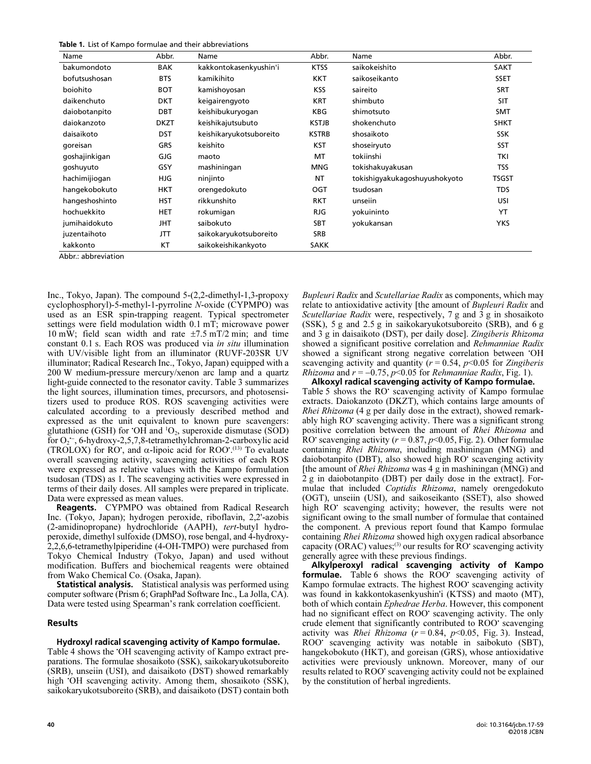**Table 1.** List of Kampo formulae and their abbreviations

| Name | Abbr. | Name | Abbr. | Name | Abbr. |
|---|---|---|---|---|---|
| bakumondoto | BAK | kakkontokasenkyushin'i | KTSS | saikokeishito | SAKT |
| bofutsushosan | BTS | kamikihito | KKT | saikoseikanto | SSET |
| boiohito | BOT | kamishoyosan | KSS | saireito | SRT |
| daikenchuto | DKT | keigairengyoto | KRT | shimbuto | SIT |
| daiobotanpito | DBT | keishibukuryogan | KBG | shimotsuto | SMT |
| daiokanzoto | DKZT | keishikajutsubuto | KSTJB | shokenchuto | SHKT |
| daisaikoto | DST | keishikaryukotsuboreito | KSTRB | shosaikoto | SSK |
| goreisan | GRS | keishito | KST | shoseiryuto | SST |
| goshajinkigan | GJG | maoto | MT | tokiinshi | TKI |
| goshuyuto | GSY | mashiningan | MNG | tokishakuyakusan | TSS |
| hachimijiogan | HJG | ninjinto | NT | tokishigyakukagoshuyushokyoto | TSGST |
| hangekobokuto | HKT | orengedokuto | OGT | tsudosan | TDS |
| hangeshoshinto | HST | rikkunshito | RKT | unseiin | USI |
| hochuekkito | HET | rokumigan | RJG | yokuininto | YT |
| jumihaidokuto | JHT | saibokuto | SBT | yokukansan | YKS |
| juzentaihoto | JTT | saikokaryukotsuboreito | SRB | | |
| kakkonto | KT | saikokeishikankyoto | SAKK | | |

Abbr.: abbreviation

Inc., Tokyo, Japan). The compound 5-(2,2-dimethyl-1,3-propoxy cyclophosphoryl)-5-methyl-1-pyrroline *N*-oxide (CYPMPO) was used as an ESR spin-trapping reagent. Typical spectrometer settings were field modulation width 0.1 mT; microwave power 10 mW; field scan width and rate ±7.5 mT/2 min; and time constant 0.1 s. Each ROS was produced via *in situ* illumination with UV/visible light from an illuminator (RUVF-203SR UV illuminator; Radical Research Inc., Tokyo, Japan) equipped with a 200 W medium-pressure mercury/xenon arc lamp and a quartz light-guide connected to the resonator cavity. Table 3 summarizes the light sources, illumination times, precursors, and photosensitizers used to produce ROS. ROS scavenging activities were calculated according to a previously described method and expressed as the unit equivalent to known pure scavengers: glutathione (GSH) for $^{\bullet}OH$ and $^{1}O_2$, superoxide dismutase (SOD) for $O_2^{\bullet-}$, 6-hydroxy-2,5,7,8-tetramethylchroman-2-carboxylic acid (TROLOX) for $RO^{\bullet}$, and α-lipoic acid for $ROO^{\bullet}$.[13] To evaluate overall scavenging activity, scavenging activities of each ROS were expressed as relative values with the Kampo formulation tsudosan (TDS) as 1. The scavenging activities were expressed in terms of their daily doses. All samples were prepared in triplicate. Data were expressed as mean values.

**Reagents.** CYPMPO was obtained from Radical Research Inc. (Tokyo, Japan); hydrogen peroxide, riboflavin, 2,2'-azobis (2-amidinopropane) hydrochloride (AAPH), *tert*-butyl hydroperoxide, dimethyl sulfoxide (DMSO), rose bengal, and 4-hydroxy-2,2,6,6-tetramethylpiperidine (4-OH-TMPO) were purchased from Tokyo Chemical Industry (Tokyo, Japan) and used without modification. Buffers and biochemical reagents were obtained from Wako Chemical Co. (Osaka, Japan).

**Statistical analysis.** Statistical analysis was performed using computer software (Prism 6; GraphPad Software Inc., La Jolla, CA). Data were tested using Spearman's rank correlation coefficient.

## Results

**Hydroxyl radical scavenging activity of Kampo formulae.** Table 4 shows the $^{\bullet}OH$ scavenging activity of Kampo extract preparations. The formulae shosaikoto (SSK), saikokaryukotsuboreito (SRB), unseiin (USI), and daisaikoto (DST) showed remarkably high $^{\bullet}OH$ scavenging activity. Among them, shosaikoto (SSK), saikokaryukotsuboreito (SRB), and daisaikoto (DST) contain both *Bupleuri Radix* and *Scutellariae Radix* as components, which may relate to antioxidative activity [the amount of *Bupleuri Radix* and *Scutellariae Radix* were, respectively, 7 g and 3 g in shosaikoto (SSK), 5 g and 2.5 g in saikokaryukotsuboreito (SRB), and 6 g and 3 g in daisaikoto (DST), per daily dose]. *Zingiberis Rhizoma* showed a significant positive correlation and *Rehmanniae Radix* showed a significant strong negative correlation between $^{\bullet}OH$ scavenging activity and quantity ($r = 0.54$, $p<0.05$ for *Zingiberis Rhizoma* and $r = -0.75$, $p<0.05$ for *Rehmanniae Radix*, Fig. 1).

**Alkoxyl radical scavenging activity of Kampo formulae.** Table 5 shows the $RO^{\bullet}$ scavenging activity of Kampo formulae extracts. Daiokanzoto (DKZT), which contains large amounts of *Rhei Rhizoma* (4 g per daily dose in the extract), showed remarkably high $RO^{\bullet}$ scavenging activity. There was a significant strong positive correlation between the amount of *Rhei Rhizoma* and $RO^{\bullet}$ scavenging activity ($r = 0.87$, $p<0.05$, Fig. 2). Other formulae containing *Rhei Rhizoma*, including mashiningan (MNG) and daiobotanpito (DBT), also showed high $RO^{\bullet}$ scavenging activity [the amount of *Rhei Rhizoma* was 4 g in mashiningan (MNG) and 2 g in daiobotanpito (DBT) per daily dose in the extract]. Formulae that included *Coptidis Rhizoma*, namely orengedokuto (OGT), unseiin (USI), and saikoseikanto (SSET), also showed high $RO^{\bullet}$ scavenging activity; however, the results were not significant owing to the small number of formulae that contained the component. A previous report found that Kampo formulae containing *Rhei Rhizoma* showed high oxygen radical absorbance capacity (ORAC) values;[3] our results for $RO^{\bullet}$ scavenging activity generally agree with these previous findings.

**Alkylperoxyl radical scavenging activity of Kampo formulae.** Table 6 shows the $ROO^{\bullet}$ scavenging activity of Kampo formulae extracts. The highest $ROO^{\bullet}$ scavenging activity was found in kakkontokasenkyushin'i (KTSS) and maoto (MT), both of which contain *Ephedrae Herba*. However, this component had no significant effect on $ROO^{\bullet}$ scavenging activity. The only crude element that significantly contributed to $ROO^{\bullet}$ scavenging activity was *Rhei Rhizoma* ($r = 0.84$, $p<0.05$, Fig. 3). Instead, $ROO^{\bullet}$ scavenging activity was notable in saibokuto (SBT), hangekobokuto (HKT), and goreisan (GRS), whose antioxidative activities were previously unknown. Moreover, many of our results related to $ROO^{\bullet}$ scavenging activity could not be explained by the constitution of herbal ingredients.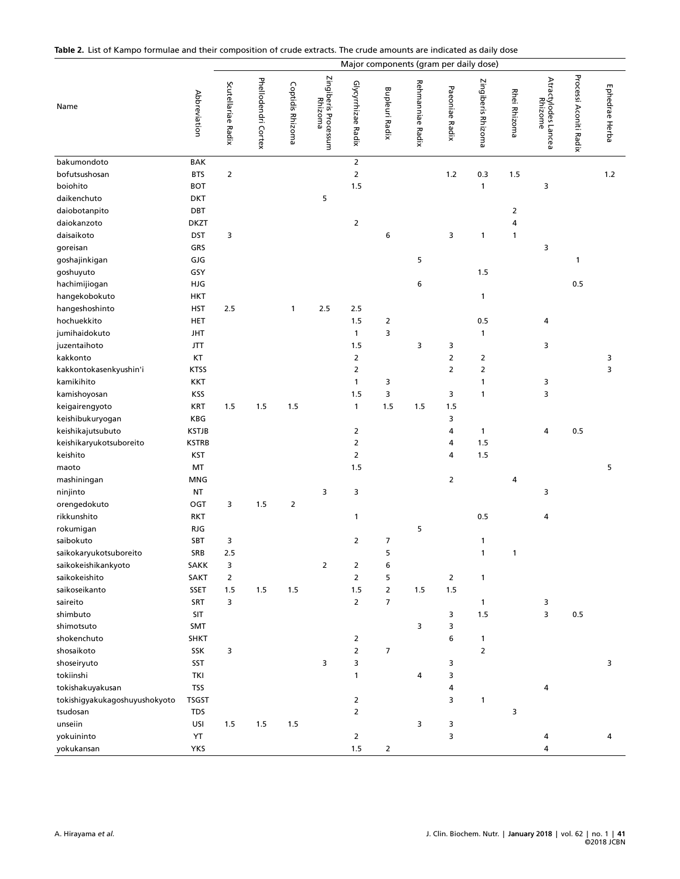**Table 2.** List of Kampo formulae and their composition of crude extracts. The crude amounts are indicated as daily dose

| Name | Abbreviation | Major components (gram per daily dose) | | | | | | | | | | | | |
|---|---|---|---|---|---|---|---|---|---|---|---|---|---|---|
| | | Scutellariae Radix | Phellodendri Cortex | Coptidis Rhizoma | Zingiberis Processum Rhizoma | Glycyrrhizae Radix | Bupleuri Radix | Rehmanniae Radix | Paeoniae Radix | Zingiberis Rhizoma | Rhei Rhizoma | Atractylodes Lancea Rhizome | Processi Aconiti Radix | Ephedrae Herba |
| bakumondoto | BAK | | | | | 2 | | | | | | | | |
| bofutsushosan | BTS | 2 | | | | 2 | | | 1.2 | 0.3 | 1.5 | | | 1.2 |
| boiohito | BOT | | | | | 1.5 | | | | 1 | | 3 | | |
| daikenchuto | DKT | | | | 5 | | | | | | | | | |
| daiobotanpito | DBT | | | | | | | | | | 2 | | | |
| daiokanzoto | DKZT | | | | | 2 | | | | | 4 | | | |
| daisaikoto | DST | 3 | | | | | 6 | | 3 | 1 | 1 | | | |
| goreisan | GRS | | | | | | | | | | | 3 | | |
| goshajinkigan | GJG | | | | | | | 5 | | | | | 1 | |
| goshuyuto | GSY | | | | | | | | | 1.5 | | | | |
| hachimijiogan | HJG | | | | | | | 6 | | | | | 0.5 | |
| hangekobokuto | HKT | | | | | | | | | 1 | | | | |
| hangeshoshinto | HST | 2.5 | | 1 | 2.5 | 2.5 | | | | | | | | |
| hochuekkito | HET | | | | | 1.5 | 2 | | | 0.5 | | 4 | | |
| jumihaidokuto | JHT | | | | | 1 | 3 | | | 1 | | | | |
| juzentaihoto | JTT | | | | | 1.5 | | 3 | 3 | | | 3 | | |
| kakkonto | KT | | | | | 2 | | | 2 | 2 | | | | 3 |
| kakkontokasenkyushin'i | KTSS | | | | | 2 | | | 2 | 2 | | | | 3 |
| kamikihito | KKT | | | | | 1 | 3 | | | 1 | | 3 | | |
| kamishoyosan | KSS | | | | | 1.5 | 3 | | 3 | 1 | | 3 | | |
| keigairengyoto | KRT | 1.5 | 1.5 | 1.5 | | 1 | 1.5 | 1.5 | 1.5 | | | | | |
| keishibukuryogan | KBG | | | | | | | | 3 | | | | | |
| keishikajutsubuto | KSTJB | | | | | 2 | | | 4 | 1 | | 4 | 0.5 | |
| keishikaryukotsuboreito | KSTRB | | | | | 2 | | | 4 | 1.5 | | | | |
| keishito | KST | | | | | 2 | | | 4 | 1.5 | | | | |
| maoto | MT | | | | | 1.5 | | | | | | | | 5 |
| mashiningan | MNG | | | | | | | | 2 | | 4 | | | |
| ninjinto | NT | | | | 3 | 3 | | | | | | 3 | | |
| orengedokuto | OGT | 3 | 1.5 | 2 | | | | | | | | | | |
| rikkunshito | RKT | | | | | 1 | | | | 0.5 | | 4 | | |
| rokumigan | RJG | | | | | | | 5 | | | | | | |
| saibokuto | SBT | 3 | | | | 2 | 7 | | | 1 | | | | |
| saikokaryukotsuboreito | SRB | 2.5 | | | | | 5 | | | 1 | 1 | | | |
| saikokeishikankyoto | SAKK | 3 | | | 2 | 2 | 6 | | | | | | | |
| saikokeishito | SAKT | 2 | | | | 2 | 5 | | 2 | 1 | | | | |
| saikoseikanto | SSET | 1.5 | 1.5 | 1.5 | | 1.5 | 2 | 1.5 | 1.5 | | | | | |
| saireito | SRT | 3 | | | | 2 | 7 | | | 1 | | 3 | | |
| shimbuto | SIT | | | | | | | | 3 | 1.5 | | 3 | 0.5 | |
| shimotsuto | SMT | | | | | | | 3 | 3 | | | | | |
| shokenchuto | SHKT | | | | | 2 | | | 6 | 1 | | | | |
| shosaikoto | SSK | 3 | | | | 2 | 7 | | | 2 | | | | |
| shoseiryuto | SST | | | | 3 | 3 | | | 3 | | | | | 3 |
| tokiinshi | TKI | | | | | 1 | | 4 | 3 | | | | | |
| tokishakuyakusan | TSS | | | | | | | | 4 | | | 4 | | |
| tokishigyakukagoshuyushokyoto | TSGST | | | | | 2 | | | 3 | 1 | | | | |
| tsudosan | TDS | | | | | 2 | | | | | 3 | | | |
| unseiin | USI | 1.5 | 1.5 | 1.5 | | | | 3 | 3 | | | | | |
| yokuininto | YT | | | | | 2 | | | 3 | | | 4 | | 4 |
| yokukansan | YKS | | | | | 1.5 | 2 | | | | | 4 | | |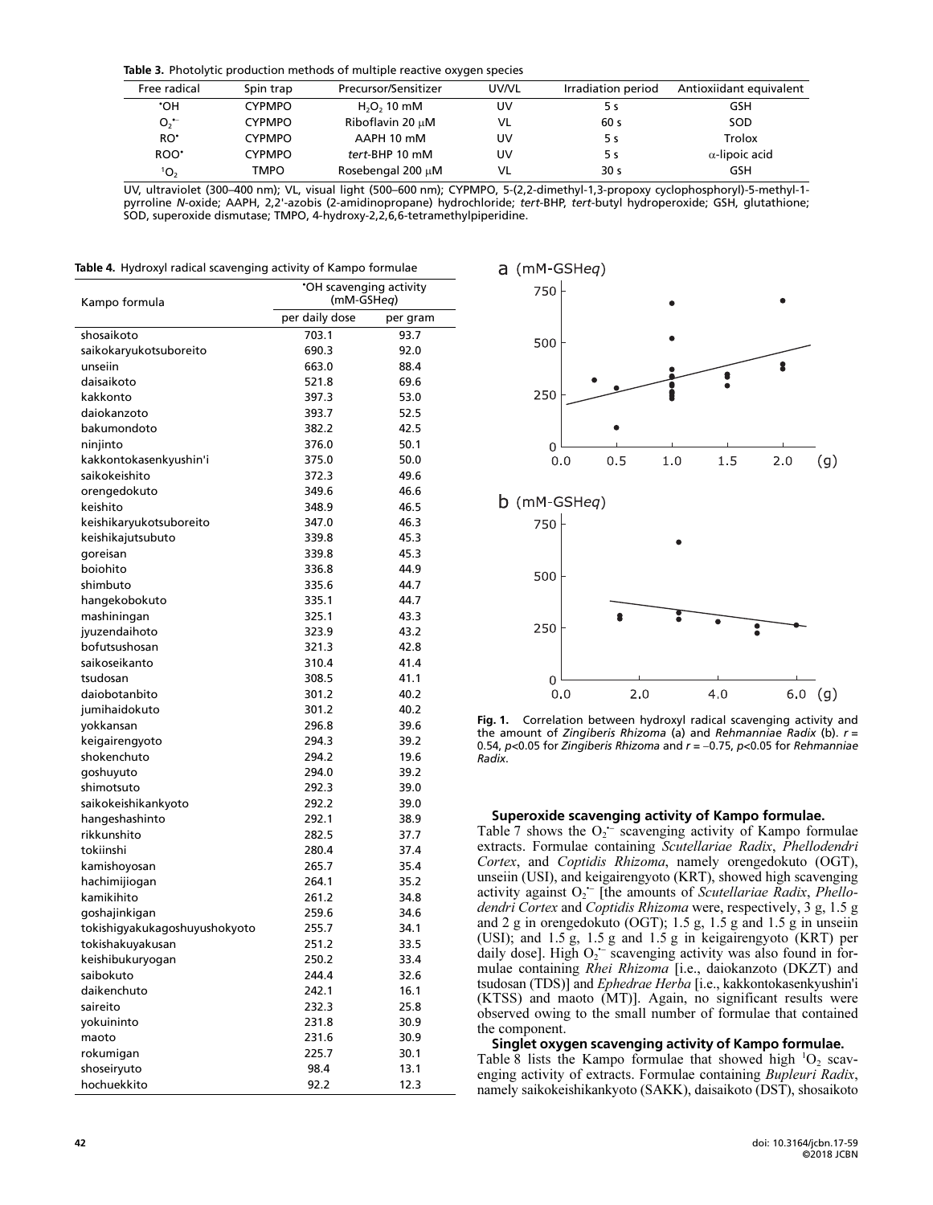**Table 3.** Photolytic production methods of multiple reactive oxygen species

| Free radical | Spin trap | Precursor/Sensitizer | UV/VL | Irradiation period | Antioxiidant equivalent |
|---|---|---|---|---|---|
| •OH | CYPMPO | $H_2O_2$ 10 mM | UV | 5 s | GSH |
| $O_2^{•-}$ | CYPMPO | Riboflavin 20 μM | VL | 60 s | SOD |
| RO• | CYPMPO | AAPH 10 mM | UV | 5 s | Trolox |
| ROO• | CYPMPO | *tert*-BHP 10 mM | UV | 5 s | α-lipoic acid |
| $^1O_2$ | TMPO | Rosebengal 200 μM | VL | 30 s | GSH |

UV, ultraviolet (300–400 nm); VL, visual light (500–600 nm); CYPMPO, 5-(2,2-dimethyl-1,3-propoxy cyclophosphoryl)-5-methyl-1-pyrroline *N*-oxide; AAPH, 2,2'-azobis (2-amidinopropane) hydrochloride; *tert*-BHP, *tert*-butyl hydroperoxide; GSH, glutathione; SOD, superoxide dismutase; TMPO, 4-hydroxy-2,2,6,6-tetramethylpiperidine.

**Table 4.** Hydroxyl radical scavenging activity of Kampo formulae

| Kampo formula | •OH scavenging activity (mM-GSH*eq*) | |
|---|---|---|
| | per daily dose | per gram |
| shosaikoto | 703.1 | 93.7 |
| saikokaryukotsuboreito | 690.3 | 92.0 |
| unseiin | 663.0 | 88.4 |
| daisaikoto | 521.8 | 69.6 |
| kakkonto | 397.3 | 53.0 |
| daiokanzoto | 393.7 | 52.5 |
| bakumondoto | 382.2 | 42.5 |
| ninjinto | 376.0 | 50.1 |
| kakkontokasenkyushin'i | 375.0 | 50.0 |
| saikokeishito | 372.3 | 49.6 |
| orengedokuto | 349.6 | 46.6 |
| keishito | 348.9 | 46.5 |
| keishikaryukotsuboreito | 347.0 | 46.3 |
| keishikajutsubuto | 339.8 | 45.3 |
| goreisan | 339.8 | 45.3 |
| boiohito | 336.8 | 44.9 |
| shimbuto | 335.6 | 44.7 |
| hangekobokuto | 335.1 | 44.7 |
| mashiningan | 325.1 | 43.3 |
| jyuzendaihoto | 323.9 | 43.2 |
| bofutsushosan | 321.3 | 42.8 |
| saikoseikanto | 310.4 | 41.4 |
| tsudosan | 308.5 | 41.1 |
| daiobotanbito | 301.2 | 40.2 |
| jumihaidokuto | 301.2 | 40.2 |
| yokkansan | 296.8 | 39.6 |
| keigairengyoto | 294.3 | 39.2 |
| shokenchuto | 294.2 | 19.6 |
| goshuyuto | 294.0 | 39.2 |
| shimotsuto | 292.3 | 39.0 |
| saikokeishikankyoto | 292.2 | 39.0 |
| hangeshashinto | 292.1 | 38.9 |
| rikkunshito | 282.5 | 37.7 |
| tokiinshi | 280.4 | 37.4 |
| kamishoyosan | 265.7 | 35.4 |
| hachimijiogan | 264.1 | 35.2 |
| kamikihito | 261.2 | 34.8 |
| goshajinkigan | 259.6 | 34.6 |
| tokishigyakukagoshuyushokyoto | 255.7 | 34.1 |
| tokishakuyakusan | 251.2 | 33.5 |
| keishibukuryogan | 250.2 | 33.4 |
| saibokuto | 244.4 | 32.6 |
| daikenchuto | 242.1 | 16.1 |
| saireito | 232.3 | 25.8 |
| yokuininto | 231.8 | 30.9 |
| maoto | 231.6 | 30.9 |
| rokumigan | 225.7 | 30.1 |
| shoseiryuto | 98.4 | 13.1 |
| hochuekkito | 92.2 | 12.3 |

**Fig. 1.** Correlation between hydroxyl radical scavenging activity and the amount of *Zingiberis Rhizoma* (a) and *Rehmanniae Radix* (b). $r = 0.54$, $p<0.05$ for *Zingiberis Rhizoma* and $r = -0.75$, $p<0.05$ for *Rehmanniae Radix*.

**Superoxide scavenging activity of Kampo formulae.** Table 7 shows the $O_2^{•-}$ scavenging activity of Kampo formulae extracts. Formulae containing *Scutellariae Radix*, *Phellodendri Cortex*, and *Coptidis Rhizoma*, namely orengedokuto (OGT), unseiin (USI), and keigairengyoto (KRT), showed high scavenging activity against $O_2^{•-}$ [the amounts of *Scutellariae Radix*, *Phellodendri Cortex* and *Coptidis Rhizoma* were, respectively, 3 g, 1.5 g and 2 g in orengedokuto (OGT); 1.5 g, 1.5 g and 1.5 g in unseiin (USI); and 1.5 g, 1.5 g and 1.5 g in keigairengyoto (KRT) per daily dose]. High $O_2^{•-}$ scavenging activity was also found in formulae containing *Rhei Rhizoma* [i.e., daiokanzoto (DKZT) and tsudosan (TDS)] and *Ephedrae Herba* [i.e., kakkontokasenkyushin'i (KTSS) and maoto (MT)]. Again, no significant results were observed owing to the small number of formulae that contained the component.

**Singlet oxygen scavenging activity of Kampo formulae.** Table 8 lists the Kampo formulae that showed high $^1O_2$ scavenging activity of extracts. Formulae containing *Bupleuri Radix*, namely saikokeishikankyoto (SAKK), daisaikoto (DST), shosaikoto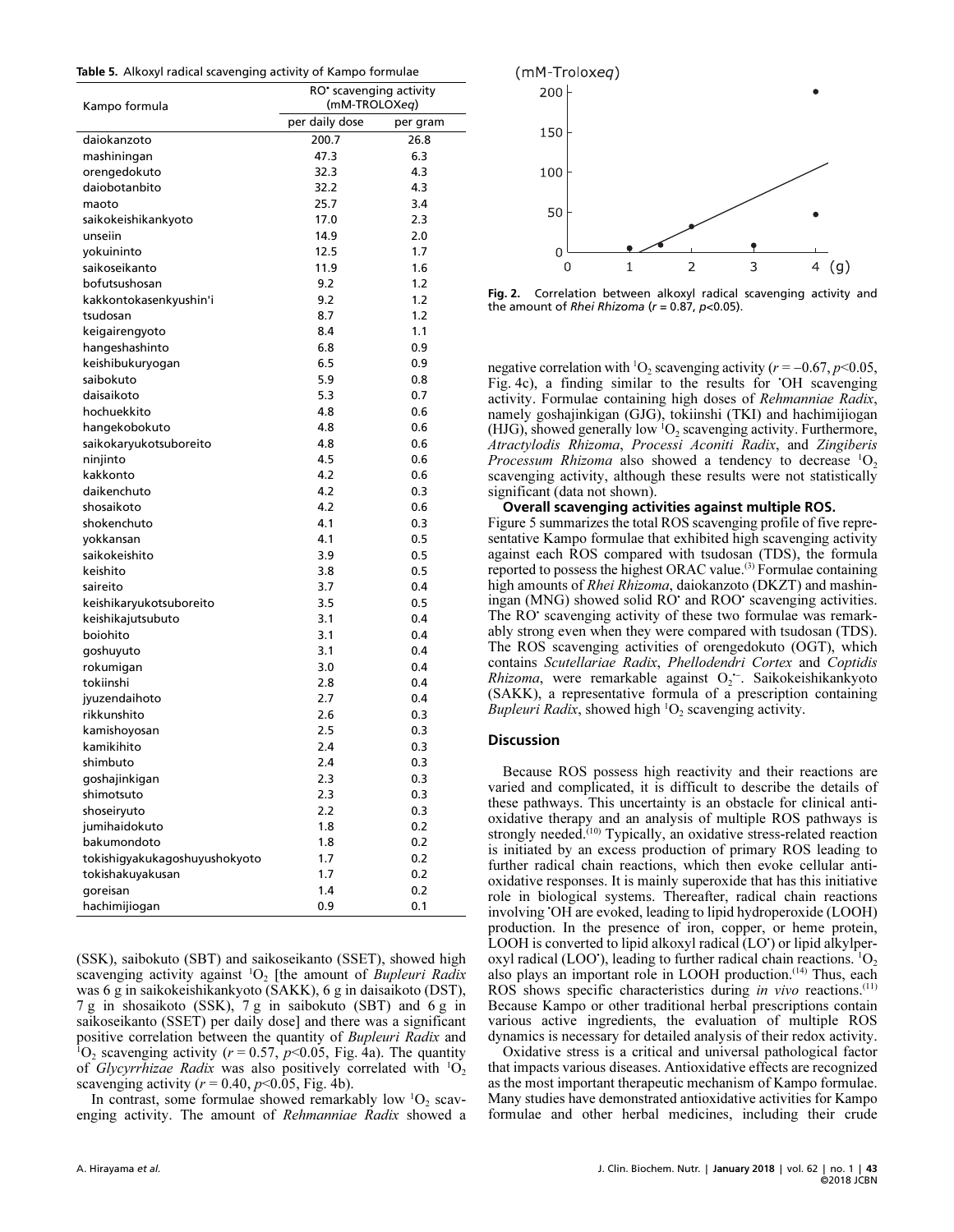**Table 5.** Alkoxyl radical scavenging activity of Kampo formulae

| Kampo formula | RO• scavenging activity (mM-TROLOXeq) | |
|---|---|---|
| | per daily dose | per gram |
| daiokanzoto | 200.7 | 26.8 |
| mashiningan | 47.3 | 6.3 |
| orengedokuto | 32.3 | 4.3 |
| daiobotanbito | 32.2 | 4.3 |
| maoto | 25.7 | 3.4 |
| saikokeishikankyoto | 17.0 | 2.3 |
| unseiin | 14.9 | 2.0 |
| yokuininto | 12.5 | 1.7 |
| saikoseikanto | 11.9 | 1.6 |
| bofutsushosan | 9.2 | 1.2 |
| kakkontokasenkyushin'i | 9.2 | 1.2 |
| tsudosan | 8.7 | 1.2 |
| keigairengyoto | 8.4 | 1.1 |
| hangeshashinto | 6.8 | 0.9 |
| keishibukuryogan | 6.5 | 0.9 |
| saibokuto | 5.9 | 0.8 |
| daisaikoto | 5.3 | 0.7 |
| hochuekkito | 4.8 | 0.6 |
| hangekobokuto | 4.8 | 0.6 |
| saikokaryukotsuboreito | 4.8 | 0.6 |
| ninjinto | 4.5 | 0.6 |
| kakkonto | 4.2 | 0.6 |
| daikenchuto | 4.2 | 0.3 |
| shosaikoto | 4.2 | 0.6 |
| shokenchuto | 4.1 | 0.3 |
| yokkansan | 4.1 | 0.5 |
| saikokeishito | 3.9 | 0.5 |
| keishito | 3.8 | 0.5 |
| saireito | 3.7 | 0.4 |
| keishikaryukotsuboreito | 3.5 | 0.5 |
| keishikajutsubuto | 3.1 | 0.4 |
| boiohito | 3.1 | 0.4 |
| goshuyuto | 3.1 | 0.4 |
| rokumigan | 3.0 | 0.4 |
| tokiinshi | 2.8 | 0.4 |
| jyuzendaihoto | 2.7 | 0.4 |
| rikkunshito | 2.6 | 0.3 |
| kamishoyosan | 2.5 | 0.3 |
| kamikihito | 2.4 | 0.3 |
| shimbuto | 2.4 | 0.3 |
| goshajinkigan | 2.3 | 0.3 |
| shimotsuto | 2.3 | 0.3 |
| shoseiryuto | 2.2 | 0.3 |
| jumihaidokuto | 1.8 | 0.2 |
| bakumondoto | 1.8 | 0.2 |
| tokishigyakukagoshuyushokyoto | 1.7 | 0.2 |
| tokishakuyakusan | 1.7 | 0.2 |
| goreisan | 1.4 | 0.2 |
| hachimijiogan | 0.9 | 0.1 |

(SSK), saibokuto (SBT) and saikoseikanto (SSET), showed high scavenging activity against $^1O_2$ [the amount of *Bupleuri Radix* was 6 g in saikokeishikankyoto (SAKK), 6 g in daisaikoto (DST), 7 g in shosaikoto (SSK), 7 g in saibokuto (SBT) and 6 g in saikoseikanto (SSET) per daily dose] and there was a significant positive correlation between the quantity of *Bupleuri Radix* and $^1O_2$ scavenging activity ($r = 0.57$, $p<0.05$, Fig. 4a). The quantity of *Glycyrrhizae Radix* was also positively correlated with $^1O_2$ scavenging activity ($r = 0.40$, $p<0.05$, Fig. 4b).

In contrast, some formulae showed remarkably low $^1O_2$ scavenging activity. The amount of *Rehmanniae Radix* showed a negative correlation with $^1O_2$ scavenging activity ($r = -0.67$, $p<0.05$, Fig. 4c), a finding similar to the results for •OH scavenging activity. Formulae containing high doses of *Rehmanniae Radix*, namely goshajinkigan (GJG), tokiinshi (TKI) and hachimijiogan (HJG), showed generally low $^1O_2$ scavenging activity. Furthermore, *Atractylodis Rhizoma*, *Processi Aconiti Radix*, and *Zingiberis Processum Rhizoma* also showed a tendency to decrease $^1O_2$ scavenging activity, although these results were not statistically significant (data not shown).

Fig. 2. Correlation between alkoxyl radical scavenging activity and the amount of *Rhei Rhizoma* ($r = 0.87$, $p<0.05$).

**Overall scavenging activities against multiple ROS.** Figure 5 summarizes the total ROS scavenging profile of five representative Kampo formulae that exhibited high scavenging activity against each ROS compared with tsudosan (TDS), the formula reported to possess the highest ORAC value.[3] Formulae containing high amounts of *Rhei Rhizoma*, daiokanzoto (DKZT) and mashiningan (MNG) showed solid RO• and ROO• scavenging activities. The RO• scavenging activity of these two formulae was remarkably strong even when they were compared with tsudosan (TDS). The ROS scavenging activities of orengedokuto (OGT), which contains *Scutellariae Radix*, *Phellodendri Cortex* and *Coptidis Rhizoma*, were remarkable against $O_2^{\bullet-}$. Saikokeishikankyoto (SAKK), a representative formula of a prescription containing *Bupleuri Radix*, showed high $^1O_2$ scavenging activity.

## Discussion

Because ROS possess high reactivity and their reactions are varied and complicated, it is difficult to describe the details of these pathways. This uncertainty is an obstacle for clinical antioxidative therapy and an analysis of multiple ROS pathways is strongly needed.[10] Typically, an oxidative stress-related reaction is initiated by an excess production of primary ROS leading to further radical chain reactions, which then evoke cellular antioxidative responses. It is mainly superoxide that has this initiative role in biological systems. Thereafter, radical chain reactions involving •OH are evoked, leading to lipid hydroperoxide (LOOH) production. In the presence of iron, copper, or heme protein, LOOH is converted to lipid alkoxyl radical (LO•) or lipid alkylperoxyl radical (LOO•), leading to further radical chain reactions. $^1O_2$ also plays an important role in LOOH production.[14] Thus, each ROS shows specific characteristics during *in vivo* reactions.[11] Because Kampo or other traditional herbal prescriptions contain various active ingredients, the evaluation of multiple ROS dynamics is necessary for detailed analysis of their redox activity.

Oxidative stress is a critical and universal pathological factor that impacts various diseases. Antioxidative effects are recognized as the most important therapeutic mechanism of Kampo formulae. Many studies have demonstrated antioxidative activities for Kampo formulae and other herbal medicines, including their crude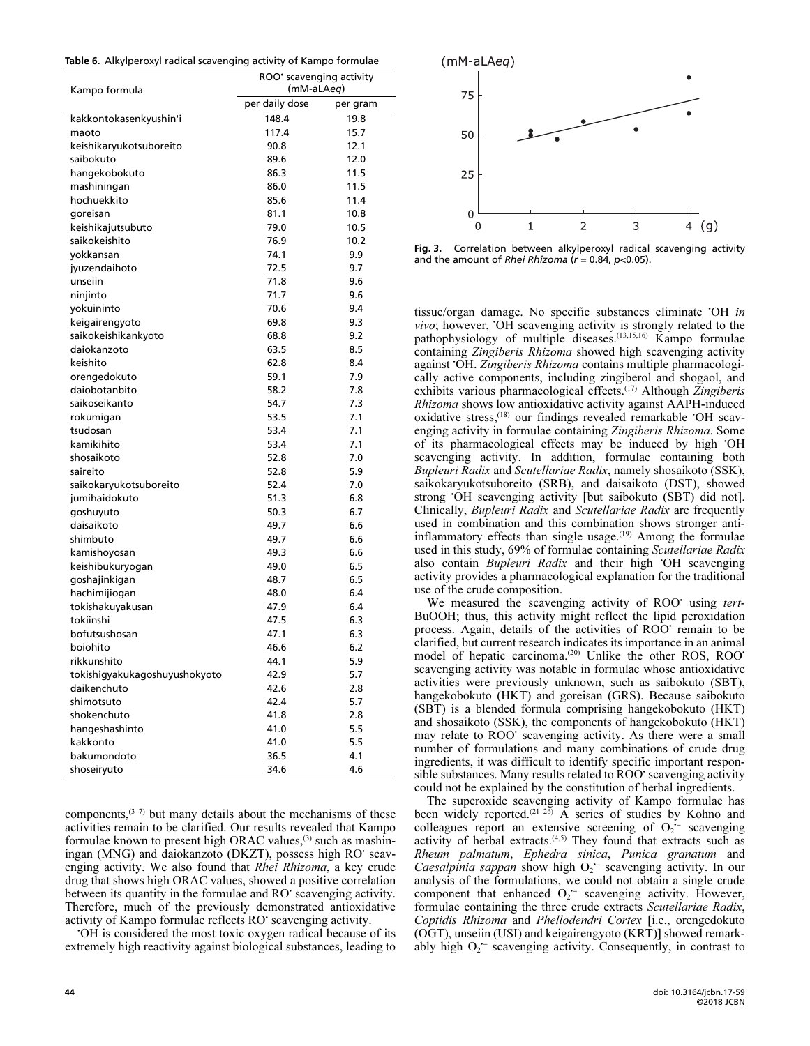**Table 6.** Alkylperoxyl radical scavenging activity of Kampo formulae

| Kampo formula | ROO• scavenging activity (mM-aLAeq) | |
|---|---|---|
| | per daily dose | per gram |
| kakkontokasenkyushin'i | 148.4 | 19.8 |
| maoto | 117.4 | 15.7 |
| keishikaryukotsuboreito | 90.8 | 12.1 |
| saibokuto | 89.6 | 12.0 |
| hangekobokuto | 86.3 | 11.5 |
| mashiningan | 86.0 | 11.5 |
| hochuekkito | 85.6 | 11.4 |
| goreisan | 81.1 | 10.8 |
| keishikajutsubuto | 79.0 | 10.5 |
| saikokeishito | 76.9 | 10.2 |
| yokkansan | 74.1 | 9.9 |
| jyuzendaihoto | 72.5 | 9.7 |
| unseiin | 71.8 | 9.6 |
| ninjinto | 71.7 | 9.6 |
| yokuininto | 70.6 | 9.4 |
| keigairengyoto | 69.8 | 9.3 |
| saikokeishikankyoto | 68.8 | 9.2 |
| daiokanzoto | 63.5 | 8.5 |
| keishito | 62.8 | 8.4 |
| orengedokuto | 59.1 | 7.9 |
| daiobotanbito | 58.2 | 7.8 |
| saikoseikanto | 54.7 | 7.3 |
| rokumigan | 53.5 | 7.1 |
| tsudosan | 53.4 | 7.1 |
| kamikihito | 53.4 | 7.1 |
| shosaikoto | 52.8 | 7.0 |
| saireito | 52.8 | 5.9 |
| saikokaryukotsuboreito | 52.4 | 7.0 |
| jumihaidokuto | 51.3 | 6.8 |
| goshuyuto | 50.3 | 6.7 |
| daisaikoto | 49.7 | 6.6 |
| shimbuto | 49.7 | 6.6 |
| kamishoyosan | 49.3 | 6.6 |
| keishibukuryogan | 49.0 | 6.5 |
| goshajinkigan | 48.7 | 6.5 |
| hachimijiogan | 48.0 | 6.4 |
| tokishakuyakusan | 47.9 | 6.4 |
| tokiinshi | 47.5 | 6.3 |
| bofutsushosan | 47.1 | 6.3 |
| boiohito | 46.6 | 6.2 |
| rikkunshito | 44.1 | 5.9 |
| tokishigyakukagoshuyushokyoto | 42.9 | 5.7 |
| daikenchuto | 42.6 | 2.8 |
| shimotsuto | 42.4 | 5.7 |
| shokenchuto | 41.8 | 2.8 |
| hangeshashinto | 41.0 | 5.5 |
| kakkonto | 41.0 | 5.5 |
| bakumondoto | 36.5 | 4.1 |
| shoseiryuto | 34.6 | 4.6 |

components,[3–7] but many details about the mechanisms of these activities remain to be clarified. Our results revealed that Kampo formulae known to present high ORAC values,[3] such as mashiningan (MNG) and daiokanzoto (DKZT), possess high RO• scavenging activity. We also found that *Rhei Rhizoma*, a key crude drug that shows high ORAC values, showed a positive correlation between its quantity in the formulae and RO• scavenging activity. Therefore, much of the previously demonstrated antioxidative activity of Kampo formulae reflects RO• scavenging activity.

•OH is considered the most toxic oxygen radical because of its extremely high reactivity against biological substances, leading to tissue/organ damage. No specific substances eliminate •OH *in vivo*; however, •OH scavenging activity is strongly related to the pathophysiology of multiple diseases.[13,15,16] Kampo formulae containing *Zingiberis Rhizoma* showed high scavenging activity against •OH. *Zingiberis Rhizoma* contains multiple pharmacologically active components, including zingiberol and shogaol, and exhibits various pharmacological effects.[17] Although *Zingiberis Rhizoma* shows low antioxidative activity against AAPH-induced oxidative stress,[18] our findings revealed remarkable •OH scavenging activity in formulae containing *Zingiberis Rhizoma*. Some of its pharmacological effects may be induced by high •OH scavenging activity. In addition, formulae containing both *Bupleuri Radix* and *Scutellariae Radix*, namely shosaikoto (SSK), saikokaryukotsuboreito (SRB), and daisaikoto (DST), showed strong •OH scavenging activity [but saibokuto (SBT) did not]. Clinically, *Bupleuri Radix* and *Scutellariae Radix* are frequently used in combination and this combination shows stronger anti-inflammatory effects than single usage.[19] Among the formulae used in this study, 69% of formulae containing *Scutellariae Radix* also contain *Bupleuri Radix* and their high •OH scavenging activity provides a pharmacological explanation for the traditional use of the crude composition.

Fig. 3. Correlation between alkylperoxyl radical scavenging activity and the amount of *Rhei Rhizoma* ($r = 0.84$, $p<0.05$).

We measured the scavenging activity of ROO• using *tert*-BuOOH; thus, this activity might reflect the lipid peroxidation process. Again, details of the activities of ROO• remain to be clarified, but current research indicates its importance in an animal model of hepatic carcinoma.[20] Unlike the other ROS, ROO• scavenging activity was notable in formulae whose antioxidative activities were previously unknown, such as saibokuto (SBT), hangekobokuto (HKT) and goreisan (GRS). Because saibokuto (SBT) is a blended formula comprising hangekobokuto (HKT) and shosaikoto (SSK), the components of hangekobokuto (HKT) may relate to ROO• scavenging activity. As there were a small number of formulations and many combinations of crude drug ingredients, it was difficult to identify specific important responsible substances. Many results related to ROO• scavenging activity could not be explained by the constitution of herbal ingredients.

The superoxide scavenging activity of Kampo formulae has been widely reported.[21–26] A series of studies by Kohno and colleagues report an extensive screening of $O_2^{•-}$ scavenging activity of herbal extracts.[4,5] They found that extracts such as *Rheum palmatum*, *Ephedra sinica*, *Punica granatum* and *Caesalpinia sappan* show high $O_2^{•-}$ scavenging activity. In our analysis of the formulations, we could not obtain a single crude component that enhanced $O_2^{•-}$ scavenging activity. However, formulae containing the three crude extracts *Scutellariae Radix*, *Coptidis Rhizoma* and *Phellodendri Cortex* [i.e., orengedokuto (OGT), unseiin (USI) and keigairengyoto (KRT)] showed remarkably high $O_2^{•-}$ scavenging activity. Consequently, in contrast to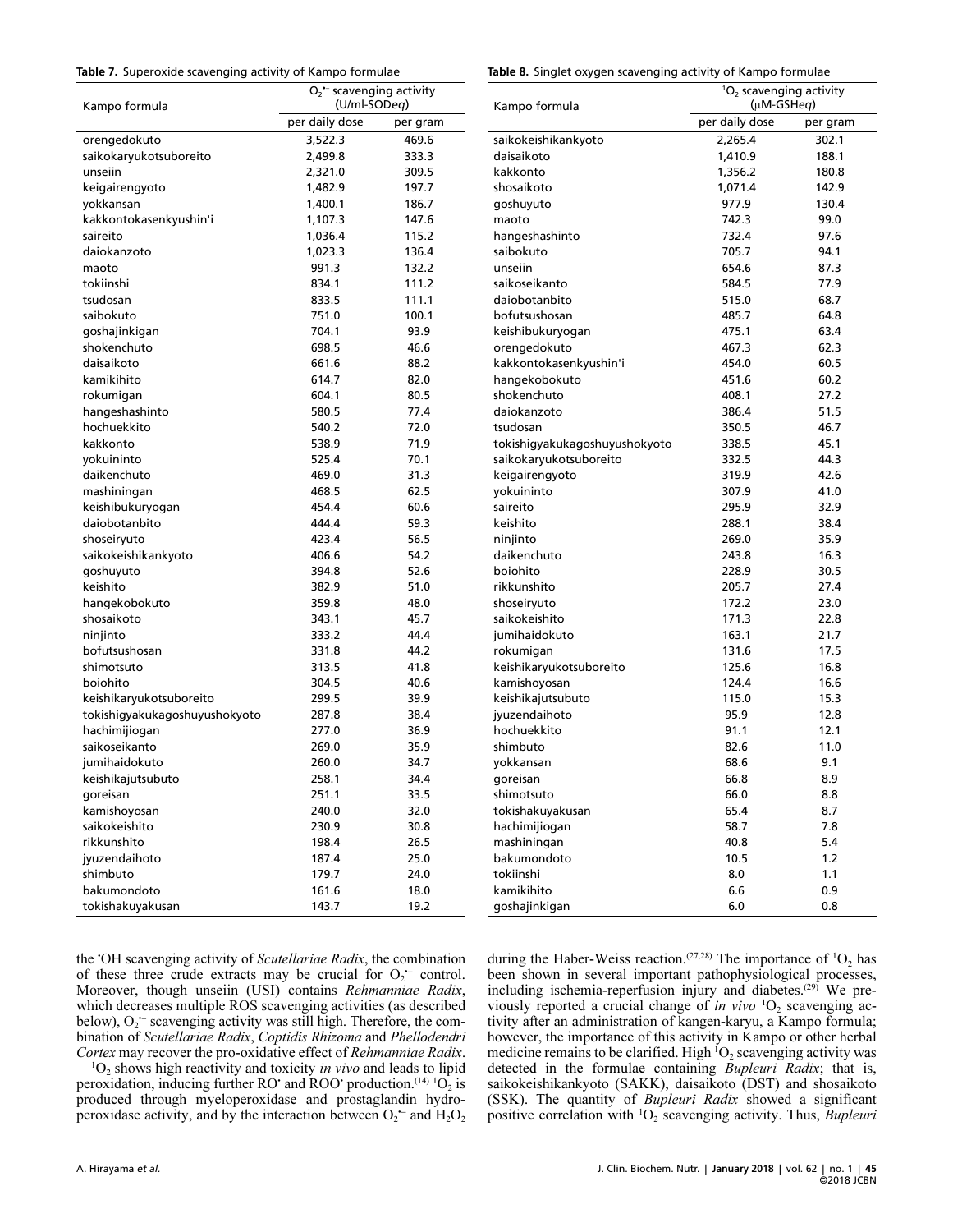**Table 7.** Superoxide scavenging activity of Kampo formulae

| Kampo formula | $O_2^{\bullet-}$ scavenging activity (U/ml-SOD*eq*) | |
|---|---|---|
| | per daily dose | per gram |
| orengedokuto | 3,522.3 | 469.6 |
| saikokaryukotsuboreito | 2,499.8 | 333.3 |
| unseiin | 2,321.0 | 309.5 |
| keigairengyoto | 1,482.9 | 197.7 |
| yokkansan | 1,400.1 | 186.7 |
| kakkontokasenkyushin'i | 1,107.3 | 147.6 |
| saireito | 1,036.4 | 115.2 |
| daiokanzoto | 1,023.3 | 136.4 |
| maoto | 991.3 | 132.2 |
| tokiinshi | 834.1 | 111.2 |
| tsudosan | 833.5 | 111.1 |
| saibokuto | 751.0 | 100.1 |
| goshajinkigan | 704.1 | 93.9 |
| shokenchuto | 698.5 | 46.6 |
| daisaikoto | 661.6 | 88.2 |
| kamikihito | 614.7 | 82.0 |
| rokumigan | 604.1 | 80.5 |
| hangeshashinto | 580.5 | 77.4 |
| hochuekkito | 540.2 | 72.0 |
| kakkonto | 538.9 | 71.9 |
| yokuininto | 525.4 | 70.1 |
| daikenchuto | 469.0 | 31.3 |
| mashiningan | 468.5 | 62.5 |
| keishibukuryogan | 454.4 | 60.6 |
| daiobotanbito | 444.4 | 59.3 |
| shoseiryuto | 423.4 | 56.5 |
| saikokeishikankyoto | 406.6 | 54.2 |
| goshuyuto | 394.8 | 52.6 |
| keishito | 382.9 | 51.0 |
| hangekobokuto | 359.8 | 48.0 |
| shosaikoto | 343.1 | 45.7 |
| ninjinto | 333.2 | 44.4 |
| bofutsushosan | 331.8 | 44.2 |
| shimotsuto | 313.5 | 41.8 |
| boiohito | 304.5 | 40.6 |
| keishikaryukotsuboreito | 299.5 | 39.9 |
| tokishigyakukagoshuyushokyoto | 287.8 | 38.4 |
| hachimijiogan | 277.0 | 36.9 |
| saikoseikanto | 269.0 | 35.9 |
| jumihaidokuto | 260.0 | 34.7 |
| keishikajutsubuto | 258.1 | 34.4 |
| goreisan | 251.1 | 33.5 |
| kamishoyosan | 240.0 | 32.0 |
| saikokeishito | 230.9 | 30.8 |
| rikkunshito | 198.4 | 26.5 |
| jyuzendaihoto | 187.4 | 25.0 |
| shimbuto | 179.7 | 24.0 |
| bakumondoto | 161.6 | 18.0 |
| tokishakuyakusan | 143.7 | 19.2 |

**Table 8.** Singlet oxygen scavenging activity of Kampo formulae

| Kampo formula | $^1O_2$ scavenging activity (μM-GSH*eq*) | |
|---|---|---|
| | per daily dose | per gram |
| saikokeishikankyoto | 2,265.4 | 302.1 |
| daisaikoto | 1,410.9 | 188.1 |
| kakkonto | 1,356.2 | 180.8 |
| shosaikoto | 1,071.4 | 142.9 |
| goshuyuto | 977.9 | 130.4 |
| maoto | 742.3 | 99.0 |
| hangeshashinto | 732.4 | 97.6 |
| saibokuto | 705.7 | 94.1 |
| unseiin | 654.6 | 87.3 |
| saikoseikanto | 584.5 | 77.9 |
| daiobotanbito | 515.0 | 68.7 |
| bofutsushosan | 485.7 | 64.8 |
| keishibukuryogan | 475.1 | 63.4 |
| orengedokuto | 467.3 | 62.3 |
| kakkontokasenkyushin'i | 454.0 | 60.5 |
| hangekobokuto | 451.6 | 60.2 |
| shokenchuto | 408.1 | 27.2 |
| daiokanzoto | 386.4 | 51.5 |
| tsudosan | 350.5 | 46.7 |
| tokishigyakukagoshuyushokyoto | 338.5 | 45.1 |
| saikokaryukotsuboreito | 332.5 | 44.3 |
| keigairengyoto | 319.9 | 42.6 |
| yokuininto | 307.9 | 41.0 |
| saireito | 295.9 | 32.9 |
| keishito | 288.1 | 38.4 |
| ninjinto | 269.0 | 35.9 |
| daikenchuto | 243.8 | 16.3 |
| boiohito | 228.9 | 30.5 |
| rikkunshito | 205.7 | 27.4 |
| shoseiryuto | 172.2 | 23.0 |
| saikokeishito | 171.3 | 22.8 |
| jumihaidokuto | 163.1 | 21.7 |
| rokumigan | 131.6 | 17.5 |
| keishikaryukotsuboreito | 125.6 | 16.8 |
| kamishoyosan | 124.4 | 16.6 |
| keishikajutsubuto | 115.0 | 15.3 |
| jyuzendaihoto | 95.9 | 12.8 |
| hochuekkito | 91.1 | 12.1 |
| shimbuto | 82.6 | 11.0 |
| yokkansan | 68.6 | 9.1 |
| goreisan | 66.8 | 8.9 |
| shimotsuto | 66.0 | 8.8 |
| tokishakuyakusan | 65.4 | 8.7 |
| hachimijiogan | 58.7 | 7.8 |
| mashiningan | 40.8 | 5.4 |
| bakumondoto | 10.5 | 1.2 |
| tokiinshi | 8.0 | 1.1 |
| kamikihito | 6.6 | 0.9 |
| goshajinkigan | 6.0 | 0.8 |

the $^{\bullet}OH$ scavenging activity of *Scutellariae Radix*, the combination of these three crude extracts may be crucial for $O_2^{\bullet-}$ control. Moreover, though unseiin (USI) contains *Rehmanniae Radix*, which decreases multiple ROS scavenging activities (as described below), $O_2^{\bullet-}$ scavenging activity was still high. Therefore, the combination of *Scutellariae Radix*, *Coptidis Rhizoma* and *Phellodendri Cortex* may recover the pro-oxidative effect of *Rehmanniae Radix*.

$^1O_2$ shows high reactivity and toxicity *in vivo* and leads to lipid peroxidation, inducing further $RO^{\bullet}$ and $ROO^{\bullet}$ production.[14] $^1O_2$ is produced through myeloperoxidase and prostaglandin hydroperoxidase activity, and by the interaction between $O_2^{\bullet-}$ and $H_2O_2$ during the Haber-Weiss reaction.[27,28] The importance of $^1O_2$ has been shown in several important pathophysiological processes, including ischemia-reperfusion injury and diabetes.[29] We previously reported a crucial change of *in vivo* $^1O_2$ scavenging activity after an administration of kangen-karyu, a Kampo formula; however, the importance of this activity in Kampo or other herbal medicine remains to be clarified. High $^1O_2$ scavenging activity was detected in the formulae containing *Bupleuri Radix*; that is, saikokeishikankyoto (SAKK), daisaikoto (DST) and shosaikoto (SSK). The quantity of *Bupleuri Radix* showed a significant positive correlation with $^1O_2$ scavenging activity. Thus, *Bupleuri*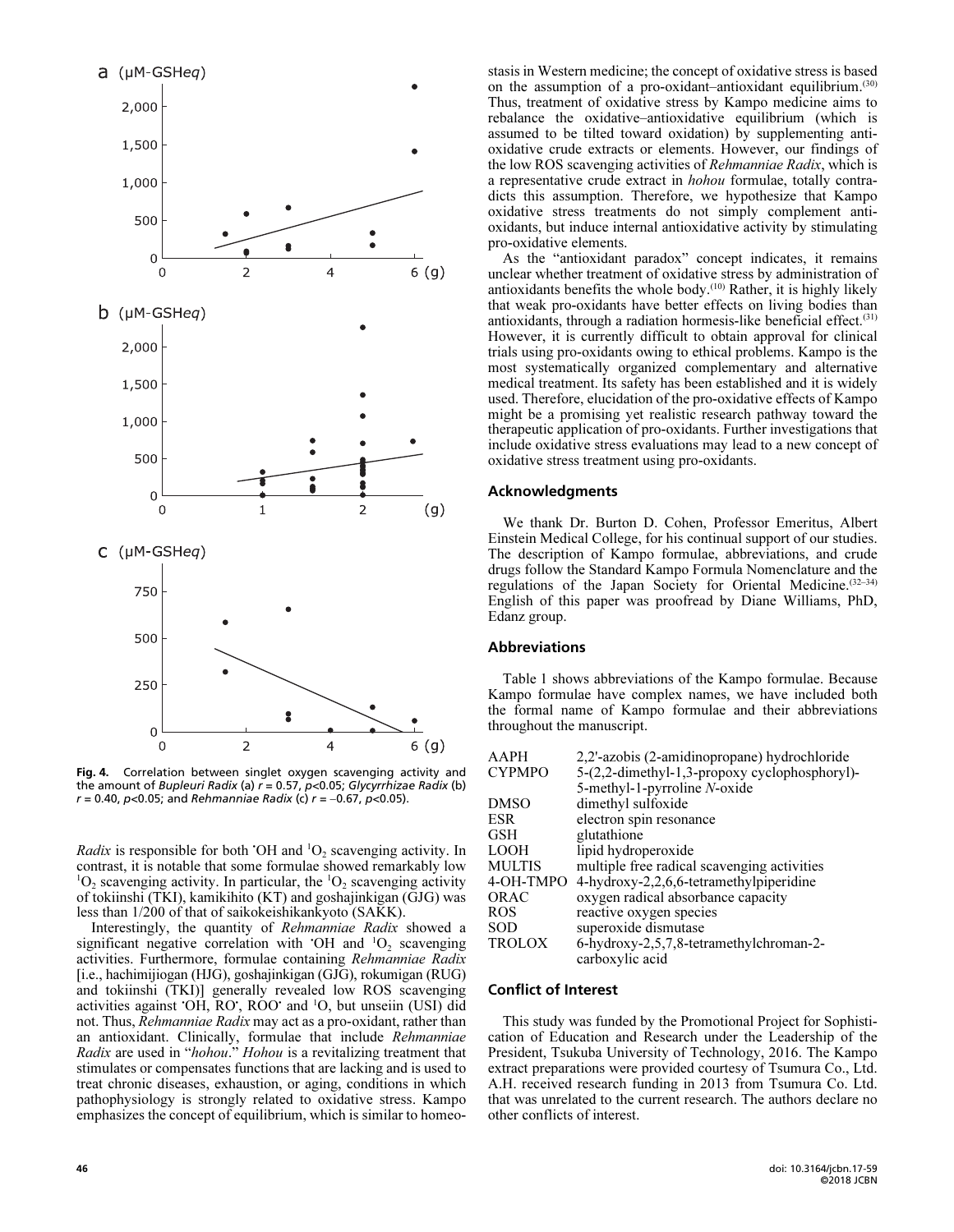Fig. 4. Correlation between singlet oxygen scavenging activity and the amount of *Bupleuri Radix* (a) $r = 0.57$, $p<0.05$; *Glycyrrhizae Radix* (b) $r = 0.40$, $p<0.05$; and *Rehmanniae Radix* (c) $r = -0.67$, $p<0.05$).

*Radix* is responsible for both $^{\bullet}OH$ and $^{1}O_2$ scavenging activity. In contrast, it is notable that some formulae showed remarkably low $^{1}O_2$ scavenging activity. In particular, the $^{1}O_2$ scavenging activity of tokiinshi (TKI), kamikihito (KT) and goshajinkigan (GJG) was less than 1/200 of that of saikokeishikankyoto (SAKK).

Interestingly, the quantity of *Rehmanniae Radix* showed a significant negative correlation with $^{\bullet}OH$ and $^{1}O_2$ scavenging activities. Furthermore, formulae containing *Rehmanniae Radix* [i.e., hachimijiogan (HJG), goshajinkigan (GJG), rokumigan (RUG) and tokiinshi (TKI)] generally revealed low ROS scavenging activities against $^{\bullet}OH$, $RO^{\bullet}$, $ROO^{\bullet}$ and $^{1}O$, but unseiin (USI) did not. Thus, *Rehmanniae Radix* may act as a pro-oxidant, rather than an antioxidant. Clinically, formulae that include *Rehmanniae Radix* are used in "*hohou*." *Hohou* is a revitalizing treatment that stimulates or compensates functions that are lacking and is used to treat chronic diseases, exhaustion, or aging, conditions in which pathophysiology is strongly related to oxidative stress. Kampo emphasizes the concept of equilibrium, which is similar to homeostasis in Western medicine; the concept of oxidative stress is based on the assumption of a pro-oxidant–antioxidant equilibrium.[30] Thus, treatment of oxidative stress by Kampo medicine aims to rebalance the oxidative–antioxidative equilibrium (which is assumed to be tilted toward oxidation) by supplementing antioxidative crude extracts or elements. However, our findings of the low ROS scavenging activities of *Rehmanniae Radix*, which is a representative crude extract in *hohou* formulae, totally contradicts this assumption. Therefore, we hypothesize that Kampo oxidative stress treatments do not simply complement antioxidants, but induce internal antioxidative activity by stimulating pro-oxidative elements.

As the "antioxidant paradox" concept indicates, it remains unclear whether treatment of oxidative stress by administration of antioxidants benefits the whole body.[10] Rather, it is highly likely that weak pro-oxidants have better effects on living bodies than antioxidants, through a radiation hormesis-like beneficial effect.[31] However, it is currently difficult to obtain approval for clinical trials using pro-oxidants owing to ethical problems. Kampo is the most systematically organized complementary and alternative medical treatment. Its safety has been established and it is widely used. Therefore, elucidation of the pro-oxidative effects of Kampo might be a promising yet realistic research pathway toward the therapeutic application of pro-oxidants. Further investigations that include oxidative stress evaluations may lead to a new concept of oxidative stress treatment using pro-oxidants.

## Acknowledgments

We thank Dr. Burton D. Cohen, Professor Emeritus, Albert Einstein Medical College, for his continual support of our studies. The description of Kampo formulae, abbreviations, and crude drugs follow the Standard Kampo Formula Nomenclature and the regulations of the Japan Society for Oriental Medicine.[32–34] English of this paper was proofread by Diane Williams, PhD, Edanz group.

## Abbreviations

Table 1 shows abbreviations of the Kampo formulae. Because Kampo formulae have complex names, we have included both the formal name of Kampo formulae and their abbreviations throughout the manuscript.

| | |
|---|---|
| AAPH | 2,2'-azobis (2-amidinopropane) hydrochloride |
| CYPMPO | 5-(2,2-dimethyl-1,3-propoxy cyclophosphoryl)-5-methyl-1-pyrroline *N*-oxide |
| DMSO | dimethyl sulfoxide |
| ESR | electron spin resonance |
| GSH | glutathione |
| LOOH | lipid hydroperoxide |
| MULTIS | multiple free radical scavenging activities |
| 4-OH-TMPO | 4-hydroxy-2,2,6,6-tetramethylpiperidine |
| ORAC | oxygen radical absorbance capacity |
| ROS | reactive oxygen species |
| SOD | superoxide dismutase |
| TROLOX | 6-hydroxy-2,5,7,8-tetramethylchroman-2-carboxylic acid |

## Conflict of Interest

This study was funded by the Promotional Project for Sophistication of Education and Research under the Leadership of the President, Tsukuba University of Technology, 2016. The Kampo extract preparations were provided courtesy of Tsumura Co., Ltd. A.H. received research funding in 2013 from Tsumura Co. Ltd. that was unrelated to the current research. The authors declare no other conflicts of interest.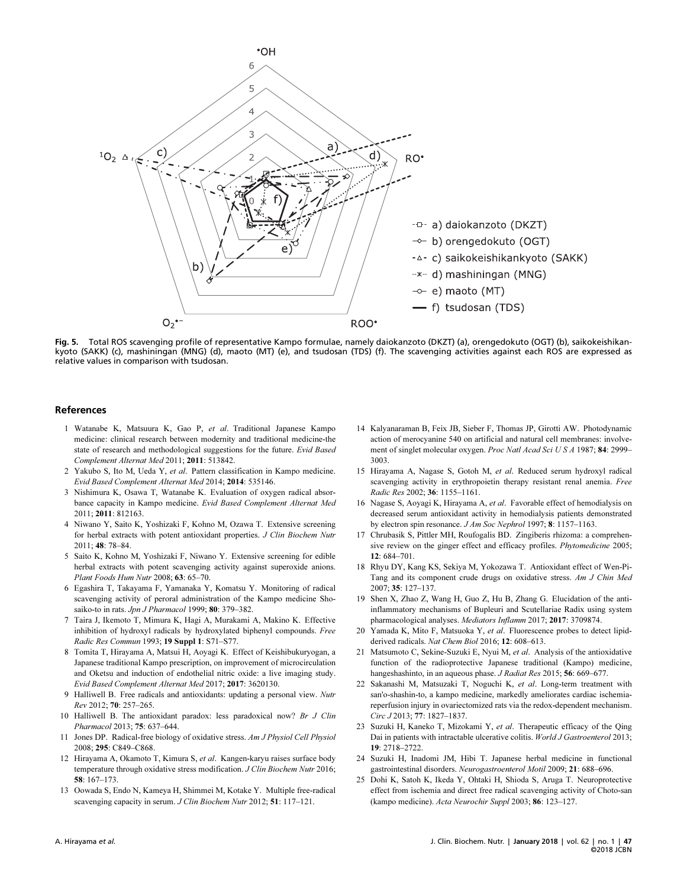**Fig. 5.** Total ROS scavenging profile of representative Kampo formulae, namely daiokanzoto (DKZT) (a), orengedokuto (OGT) (b), saikokeishikankyoto (SAKK) (c), mashiningan (MNG) (d), maoto (MT) (e), and tsudosan (TDS) (f). The scavenging activities against each ROS are expressed as relative values in comparison with tsudosan.

## References

1. Watanabe K, Matsuura K, Gao P, *et al*. Traditional Japanese Kampo medicine: clinical research between modernity and traditional medicine-the state of research and methodological suggestions for the future. *Evid Based Complement Alternat Med* 2011; **2011**: 513842.
2. Yakubo S, Ito M, Ueda Y, *et al*. Pattern classification in Kampo medicine. *Evid Based Complement Alternat Med* 2014; **2014**: 535146.
3. Nishimura K, Osawa T, Watanabe K. Evaluation of oxygen radical absorbance capacity in Kampo medicine. *Evid Based Complement Alternat Med* 2011; **2011**: 812163.
4. Niwano Y, Saito K, Yoshizaki F, Kohno M, Ozawa T. Extensive screening for herbal extracts with potent antioxidant properties. *J Clin Biochem Nutr* 2011; **48**: 78–84.
5. Saito K, Kohno M, Yoshizaki F, Niwano Y. Extensive screening for edible herbal extracts with potent scavenging activity against superoxide anions. *Plant Foods Hum Nutr* 2008; **63**: 65–70.
6. Egashira T, Takayama F, Yamanaka Y, Komatsu Y. Monitoring of radical scavenging activity of peroral administration of the Kampo medicine Sho-saiko-to in rats. *Jpn J Pharmacol* 1999; **80**: 379–382.
7. Taira J, Ikemoto T, Mimura K, Hagi A, Murakami A, Makino K. Effective inhibition of hydroxyl radicals by hydroxylated biphenyl compounds. *Free Radic Res Commun* 1993; **19 Suppl 1**: S71–S77.
8. Tomita T, Hirayama A, Matsui H, Aoyagi K. Effect of Keishibukuryogan, a Japanese traditional Kampo prescription, on improvement of microcirculation and Oketsu and induction of endothelial nitric oxide: a live imaging study. *Evid Based Complement Alternat Med* 2017; **2017**: 3620130.
9. Halliwell B. Free radicals and antioxidants: updating a personal view. *Nutr Rev* 2012; **70**: 257–265.
10. Halliwell B. The antioxidant paradox: less paradoxical now? *Br J Clin Pharmacol* 2013; **75**: 637–644.
11. Jones DP. Radical-free biology of oxidative stress. *Am J Physiol Cell Physiol* 2008; **295**: C849–C868.
12. Hirayama A, Okamoto T, Kimura S, *et al*. Kangen-karyu raises surface body temperature through oxidative stress modification. *J Clin Biochem Nutr* 2016; **58**: 167–173.
13. Oowada S, Endo N, Kameya H, Shimmei M, Kotake Y. Multiple free-radical scavenging capacity in serum. *J Clin Biochem Nutr* 2012; **51**: 117–121.
14. Kalyanaraman B, Feix JB, Sieber F, Thomas JP, Girotti AW. Photodynamic action of merocyanine 540 on artificial and natural cell membranes: involvement of singlet molecular oxygen. *Proc Natl Acad Sci U S A* 1987; **84**: 2999–3003.
15. Hirayama A, Nagase S, Gotoh M, *et al*. Reduced serum hydroxyl radical scavenging activity in erythropoietin therapy resistant renal anemia. *Free Radic Res* 2002; **36**: 1155–1161.
16. Nagase S, Aoyagi K, Hirayama A, *et al*. Favorable effect of hemodialysis on decreased serum antioxidant activity in hemodialysis patients demonstrated by electron spin resonance. *J Am Soc Nephrol* 1997; **8**: 1157–1163.
17. Chrubasik S, Pittler MH, Roufogalis BD. Zingiberis rhizoma: a comprehensive review on the ginger effect and efficacy profiles. *Phytomedicine* 2005; **12**: 684–701.
18. Rhyu DY, Kang KS, Sekiya M, Yokozawa T. Antioxidant effect of Wen-Pi-Tang and its component crude drugs on oxidative stress. *Am J Chin Med* 2007; **35**: 127–137.
19. Shen X, Zhao Z, Wang H, Guo Z, Hu B, Zhang G. Elucidation of the anti-inflammatory mechanisms of Bupleuri and Scutellariae Radix using system pharmacological analyses. *Mediators Inflamm* 2017; **2017**: 3709874.
20. Yamada K, Mito F, Matsuoka Y, *et al*. Fluorescence probes to detect lipid-derived radicals. *Nat Chem Biol* 2016; **12**: 608–613.
21. Matsumoto C, Sekine-Suzuki E, Nyui M, *et al*. Analysis of the antioxidative function of the radioprotective Japanese traditional (Kampo) medicine, hangeshashinto, in an aqueous phase. *J Radiat Res* 2015; **56**: 669–677.
22. Sakanashi M, Matsuzaki T, Noguchi K, *et al*. Long-term treatment with san'o-shashin-to, a kampo medicine, markedly ameliorates cardiac ischemia-reperfusion injury in ovariectomized rats via the redox-dependent mechanism. *Circ J* 2013; **77**: 1827–1837.
23. Suzuki H, Kaneko T, Mizokami Y, *et al*. Therapeutic efficacy of the Qing Dai in patients with intractable ulcerative colitis. *World J Gastroenterol* 2013; **19**: 2718–2722.
24. Suzuki H, Inadomi JM, Hibi T. Japanese herbal medicine in functional gastrointestinal disorders. *Neurogastroenterol Motil* 2009; **21**: 688–696.
25. Dohi K, Satoh K, Ikeda Y, Ohtaki H, Shioda S, Aruga T. Neuroprotective effect from ischemia and direct free radical scavenging activity of Choto-san (kampo medicine). *Acta Neurochir Suppl* 2003; **86**: 123–127.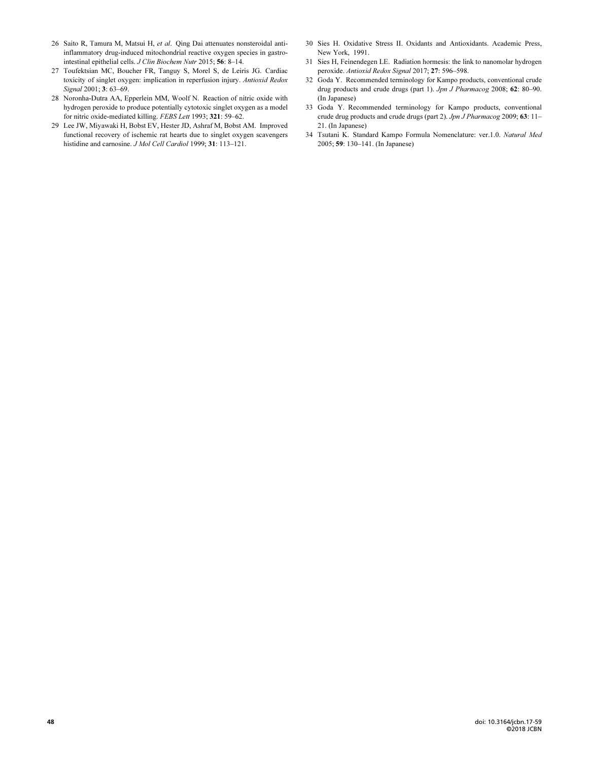26 Saito R, Tamura M, Matsui H, *et al*. Qing Dai attenuates nonsteroidal anti-inflammatory drug-induced mitochondrial reactive oxygen species in gastrointestinal epithelial cells. *J Clin Biochem Nutr* 2015; **56**: 8–14.

27 Toufektsian MC, Boucher FR, Tanguy S, Morel S, de Leiris JG. Cardiac toxicity of singlet oxygen: implication in reperfusion injury. *Antioxid Redox Signal* 2001; **3**: 63–69.

28 Noronha-Dutra AA, Epperlein MM, Woolf N. Reaction of nitric oxide with hydrogen peroxide to produce potentially cytotoxic singlet oxygen as a model for nitric oxide-mediated killing. *FEBS Lett* 1993; **321**: 59–62.

29 Lee JW, Miyawaki H, Bobst EV, Hester JD, Ashraf M, Bobst AM. Improved functional recovery of ischemic rat hearts due to singlet oxygen scavengers histidine and carnosine. *J Mol Cell Cardiol* 1999; **31**: 113–121.

30 Sies H. Oxidative Stress II. Oxidants and Antioxidants. Academic Press, New York, 1991.

31 Sies H, Feinendegen LE. Radiation hormesis: the link to nanomolar hydrogen peroxide. *Antioxid Redox Signal* 2017; **27**: 596–598.

32 Goda Y. Recommended terminology for Kampo products, conventional crude drug products and crude drugs (part 1). *Jpn J Pharmacog* 2008; **62**: 80–90. (In Japanese)

33 Goda Y. Recommended terminology for Kampo products, conventional crude drug products and crude drugs (part 2). *Jpn J Pharmacog* 2009; **63**: 11–21. (In Japanese)

34 Tsutani K. Standard Kampo Formula Nomenclature: ver.1.0. *Natural Med* 2005; **59**: 130–141. (In Japanese)